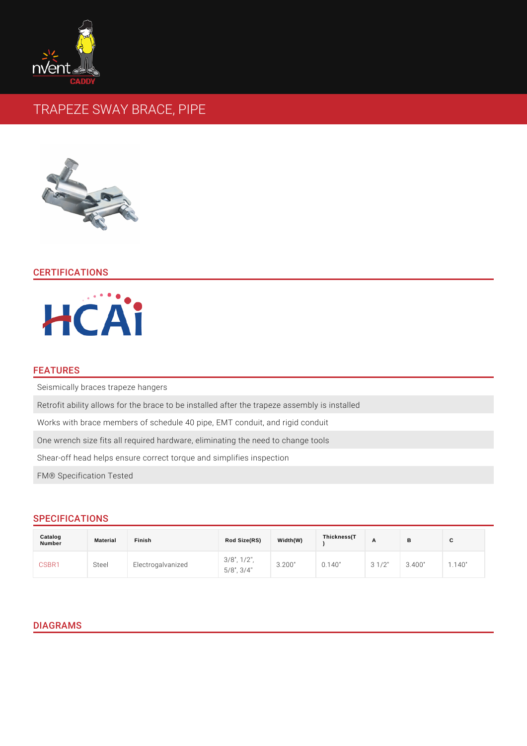# TRAPEZE SWAY BRACE, PIPE

## CERTIFICATIONS

## FEATURES

- Seismically braces trapeze hangers
- Retrofit ability allows for the brace to be installed after the trapeze assembly is installed
- Works with brace members of schedule 40 pipe, EMT conduit, and rigid conduit
- One wrench size fits all required hardware, eliminating the need to change tools
- Shear-off head helps ensure correct torque and simplifies inspection
- FM® Specification Tested

## SPECIFICATIONS

| Catalog Number | Material | Finish | Rod Size(RS) | Width(W) | Thickness(T) | A | B | C |
|---|---|---|---|---|---|---|---|---|
| CSBR1 | Steel | Electrogalvanized | 3/8", 1/2", 5/8", 3/4" | 3.200" | 0.140" | 3 1/2" | 3.400" | 1.140" |

## DIAGRAMS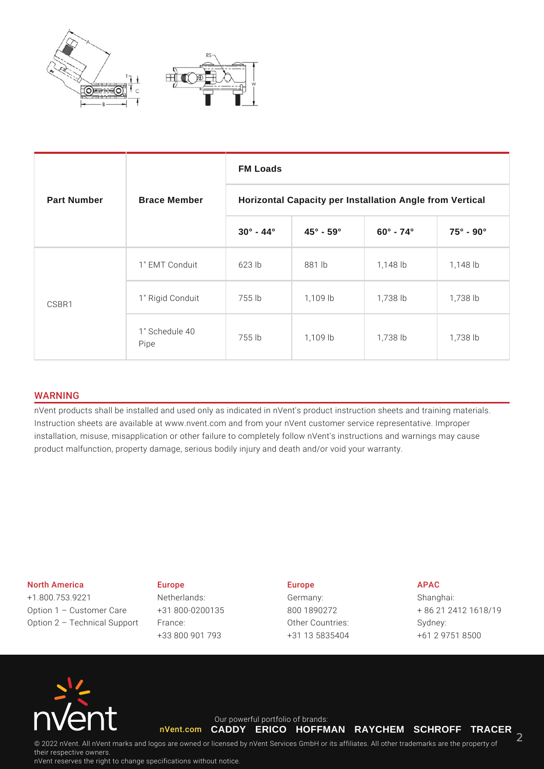| Part Number | Brace Member | FM Loads | | | |
|---|---|---|---|---|---|
| | | Horizontal Capacity per Installation Angle from Vertical | | | |
| | | 30° - 44° | 45° - 59° | 60° - 74° | 75° - 90° |
| CSBR1 | 1" EMT Conduit | 623 lb | 881 lb | 1,148 lb | 1,148 lb |
| | 1" Rigid Conduit | 755 lb | 1,109 lb | 1,738 lb | 1,738 lb |
| | 1" Schedule 40 Pipe | 755 lb | 1,109 lb | 1,738 lb | 1,738 lb |

## WARNING

nVent products shall be installed and used only as indicated in nVent's product instruction sheets and training materials. Instruction sheets are available at www.nvent.com and from your nVent customer service representative. Improper installation, misuse, misapplication or other failure to completely follow nVent's instructions and warnings may cause product malfunction, property damage, serious bodily injury and death and/or void your warranty.

**North America**
+1.800.753.9221
Option 1 – Customer Care
Option 2 – Technical Support

**Europe**
Netherlands:
+31 800-0200135
France:
+33 800 901 793

**Europe**
Germany:
800 1890272
Other Countries:
+31 13 5835404

**APAC**
Shanghai:
+ 86 21 2412 1618/19
Sydney:
+61 2 9751 8500

Our powerful portfolio of brands:
nVent.com **CADDY ERICO HOFFMAN RAYCHEM SCHROFF TRACER**

© 2022 nVent. All nVent marks and logos are owned or licensed by nVent Services GmbH or its affiliates. All other trademarks are the property of their respective owners.
nVent reserves the right to change specifications without notice.